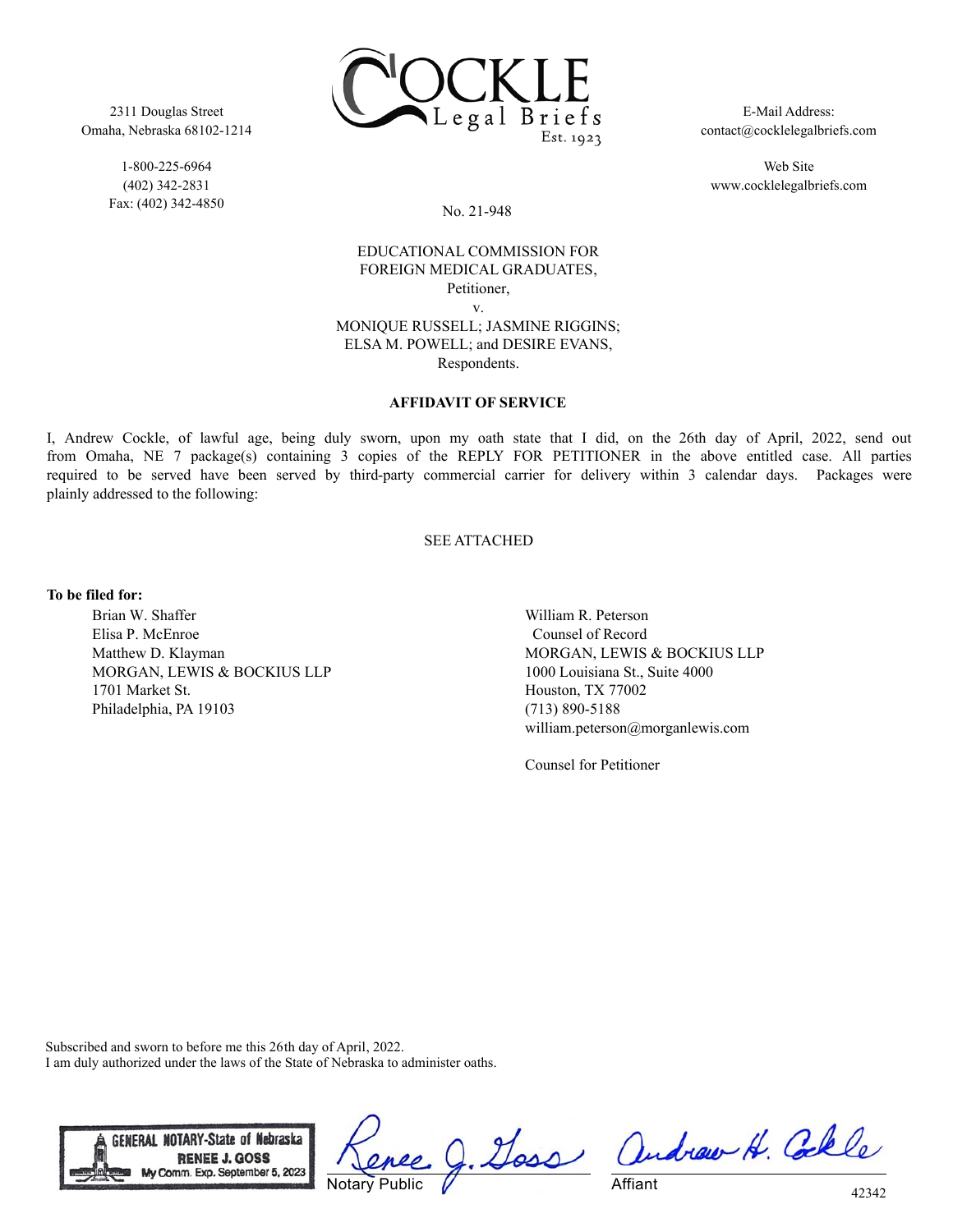2311 Douglas Street
Omaha, Nebraska 68102-1214

1-800-225-6964
(402) 342-2831
Fax: (402) 342-4850

COCKLE Legal Briefs Est. 1923

E-Mail Address:
contact@cocklelegalbriefs.com

Web Site
www.cocklelegalbriefs.com

No. 21-948

EDUCATIONAL COMMISSION FOR FOREIGN MEDICAL GRADUATES,
Petitioner,
v.
MONIQUE RUSSELL; JASMINE RIGGINS; ELSA M. POWELL; and DESIRE EVANS,
Respondents.

**AFFIDAVIT OF SERVICE**

I, Andrew Cockle, of lawful age, being duly sworn, upon my oath state that I did, on the 26th day of April, 2022, send out from Omaha, NE 7 package(s) containing 3 copies of the REPLY FOR PETITIONER in the above entitled case. All parties required to be served have been served by third-party commercial carrier for delivery within 3 calendar days. Packages were plainly addressed to the following:

SEE ATTACHED

**To be filed for:**

Brian W. Shaffer
Elisa P. McEnroe
Matthew D. Klayman
MORGAN, LEWIS & BOCKIUS LLP
1701 Market St.
Philadelphia, PA 19103

William R. Peterson
Counsel of Record
MORGAN, LEWIS & BOCKIUS LLP
1000 Louisiana St., Suite 4000
Houston, TX 77002
(713) 890-5188
william.peterson@morganlewis.com

Counsel for Petitioner

Subscribed and sworn to before me this 26th day of April, 2022.
I am duly authorized under the laws of the State of Nebraska to administer oaths.

GENERAL NOTARY-State of Nebraska
RENEE J. GOSS
My Comm. Exp. September 5, 2023

Renee J. Goss
Notary Public

Andrew H. Cockle
Affiant

42342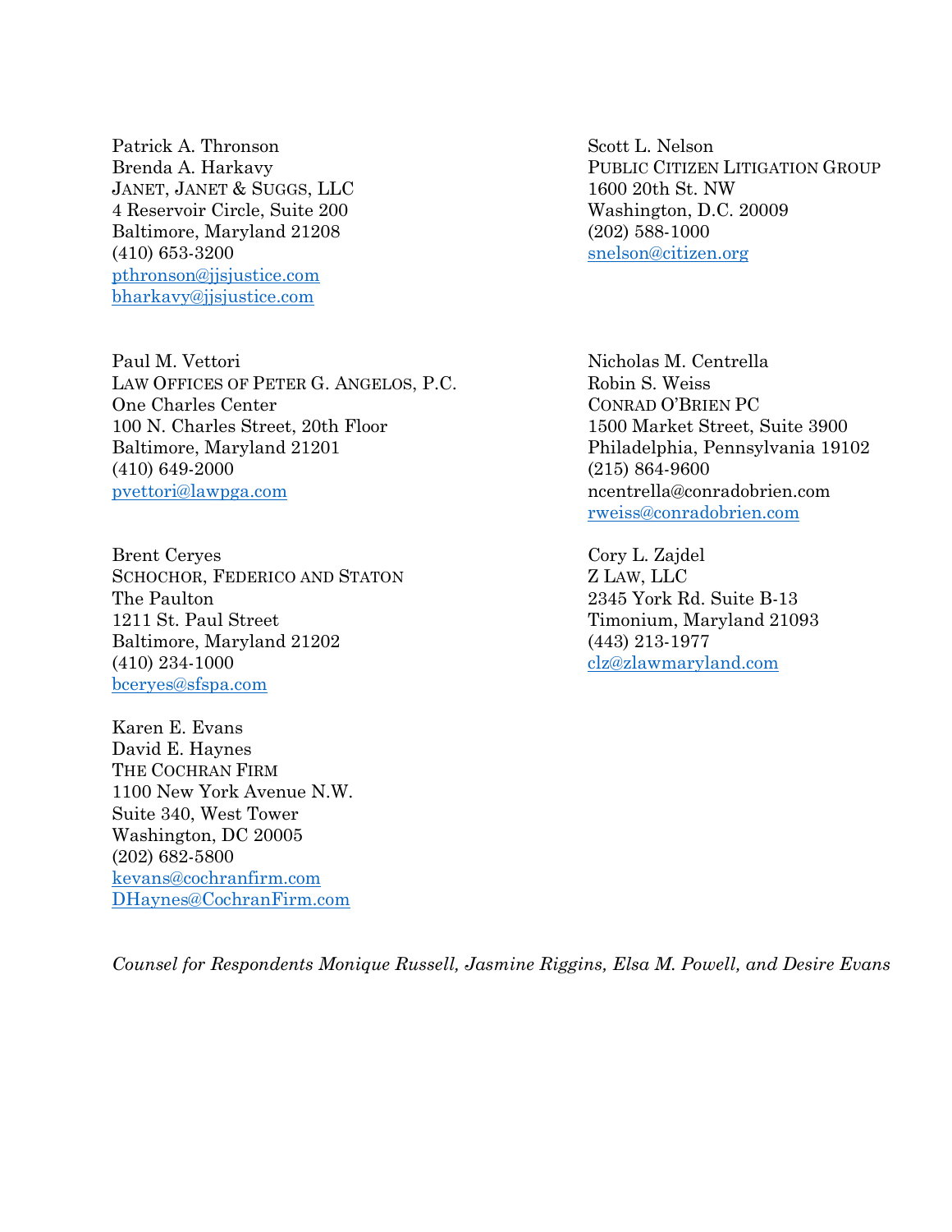Patrick A. Thronson
Brenda A. Harkavy
JANET, JANET & SUGGS, LLC
4 Reservoir Circle, Suite 200
Baltimore, Maryland 21208
(410) 653-3200
pthronson@jjsjustice.com
bharkavy@jjsjustice.com

Scott L. Nelson
PUBLIC CITIZEN LITIGATION GROUP
1600 20th St. NW
Washington, D.C. 20009
(202) 588-1000
snelson@citizen.org

Paul M. Vettori
LAW OFFICES OF PETER G. ANGELOS, P.C.
One Charles Center
100 N. Charles Street, 20th Floor
Baltimore, Maryland 21201
(410) 649-2000
pvettori@lawpga.com

Nicholas M. Centrella
Robin S. Weiss
CONRAD O'BRIEN PC
1500 Market Street, Suite 3900
Philadelphia, Pennsylvania 19102
(215) 864-9600
ncentrella@conradobrien.com
rweiss@conradobrien.com

Brent Ceryes
SCHOCHOR, FEDERICO AND STATON
The Paulton
1211 St. Paul Street
Baltimore, Maryland 21202
(410) 234-1000
bceryes@sfspa.com

Cory L. Zajdel
Z LAW, LLC
2345 York Rd. Suite B-13
Timonium, Maryland 21093
(443) 213-1977
clz@zlawmaryland.com

Karen E. Evans
David E. Haynes
THE COCHRAN FIRM
1100 New York Avenue N.W.
Suite 340, West Tower
Washington, DC 20005
(202) 682-5800
kevans@cochranfirm.com
DHaynes@CochranFirm.com

*Counsel for Respondents Monique Russell, Jasmine Riggins, Elsa M. Powell, and Desire Evans*